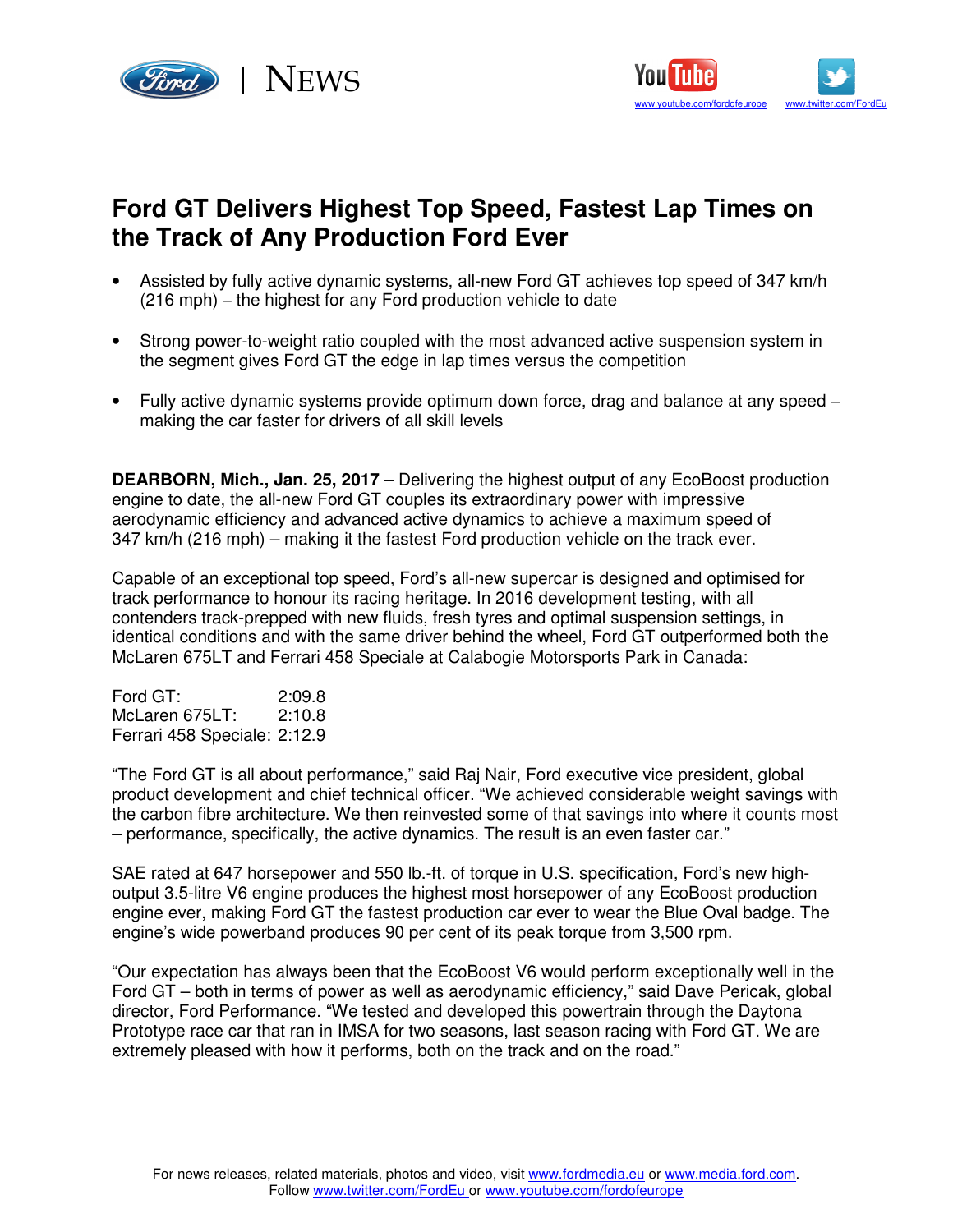# Ford GT Delivers Highest Top Speed, Fastest Lap Times on the Track of Any Production Ford Ever

- Assisted by fully active dynamic systems, all-new Ford GT achieves top speed of 347 km/h (216 mph) – the highest for any Ford production vehicle to date
- Strong power-to-weight ratio coupled with the most advanced active suspension system in the segment gives Ford GT the edge in lap times versus the competition
- Fully active dynamic systems provide optimum down force, drag and balance at any speed – making the car faster for drivers of all skill levels

**DEARBORN, Mich., Jan. 25, 2017** – Delivering the highest output of any EcoBoost production engine to date, the all-new Ford GT couples its extraordinary power with impressive aerodynamic efficiency and advanced active dynamics to achieve a maximum speed of 347 km/h (216 mph) – making it the fastest Ford production vehicle on the track ever.

Capable of an exceptional top speed, Ford's all-new supercar is designed and optimised for track performance to honour its racing heritage. In 2016 development testing, with all contenders track-prepped with new fluids, fresh tyres and optimal suspension settings, in identical conditions and with the same driver behind the wheel, Ford GT outperformed both the McLaren 675LT and Ferrari 458 Speciale at Calabogie Motorsports Park in Canada:

Ford GT: 2:09.8
McLaren 675LT: 2:10.8
Ferrari 458 Speciale: 2:12.9

"The Ford GT is all about performance," said Raj Nair, Ford executive vice president, global product development and chief technical officer. "We achieved considerable weight savings with the carbon fibre architecture. We then reinvested some of that savings into where it counts most – performance, specifically, the active dynamics. The result is an even faster car."

SAE rated at 647 horsepower and 550 lb.-ft. of torque in U.S. specification, Ford's new high-output 3.5-litre V6 engine produces the highest most horsepower of any EcoBoost production engine ever, making Ford GT the fastest production car ever to wear the Blue Oval badge. The engine's wide powerband produces 90 per cent of its peak torque from 3,500 rpm.

"Our expectation has always been that the EcoBoost V6 would perform exceptionally well in the Ford GT – both in terms of power as well as aerodynamic efficiency," said Dave Pericak, global director, Ford Performance. "We tested and developed this powertrain through the Daytona Prototype race car that ran in IMSA for two seasons, last season racing with Ford GT. We are extremely pleased with how it performs, both on the track and on the road."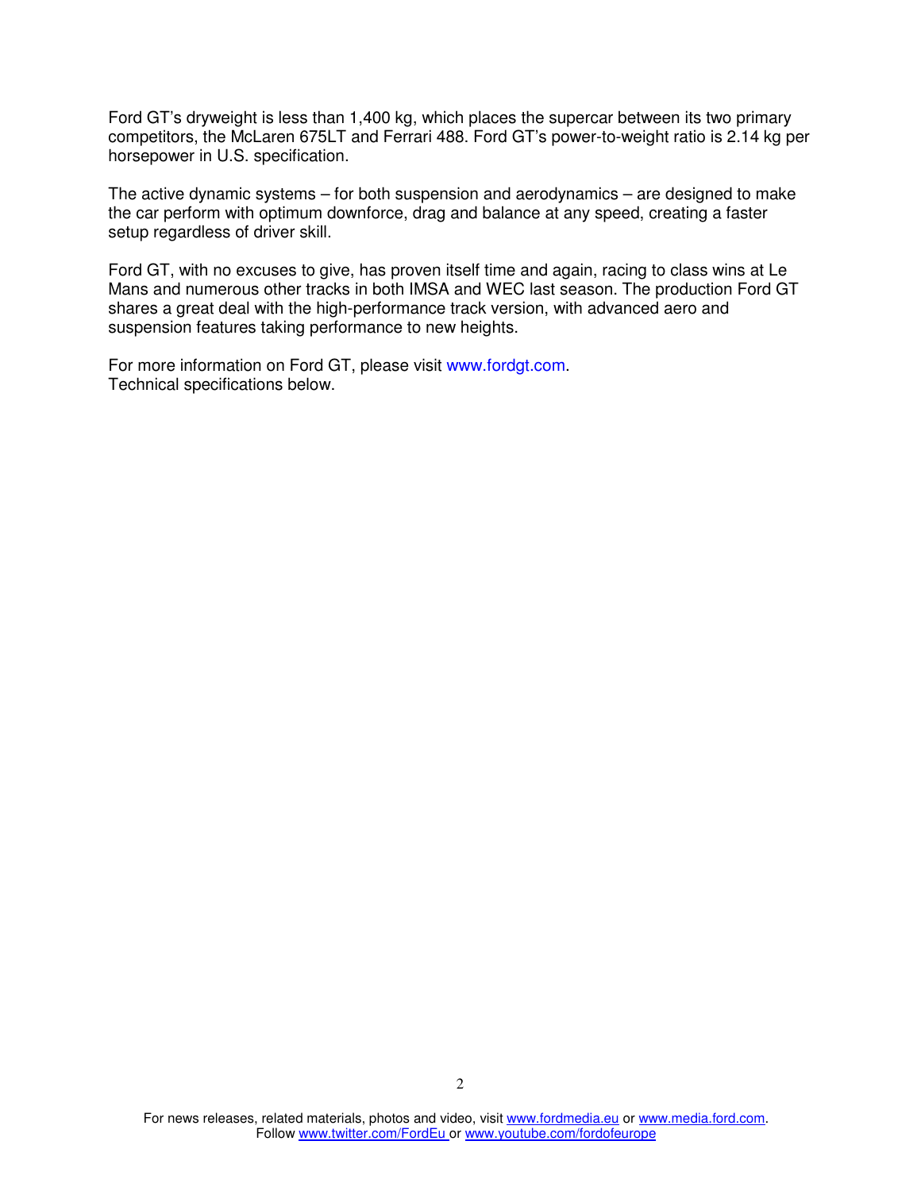Ford GT's dryweight is less than 1,400 kg, which places the supercar between its two primary competitors, the McLaren 675LT and Ferrari 488. Ford GT's power-to-weight ratio is 2.14 kg per horsepower in U.S. specification.

The active dynamic systems – for both suspension and aerodynamics – are designed to make the car perform with optimum downforce, drag and balance at any speed, creating a faster setup regardless of driver skill.

Ford GT, with no excuses to give, has proven itself time and again, racing to class wins at Le Mans and numerous other tracks in both IMSA and WEC last season. The production Ford GT shares a great deal with the high-performance track version, with advanced aero and suspension features taking performance to new heights.

For more information on Ford GT, please visit www.fordgt.com.
Technical specifications below.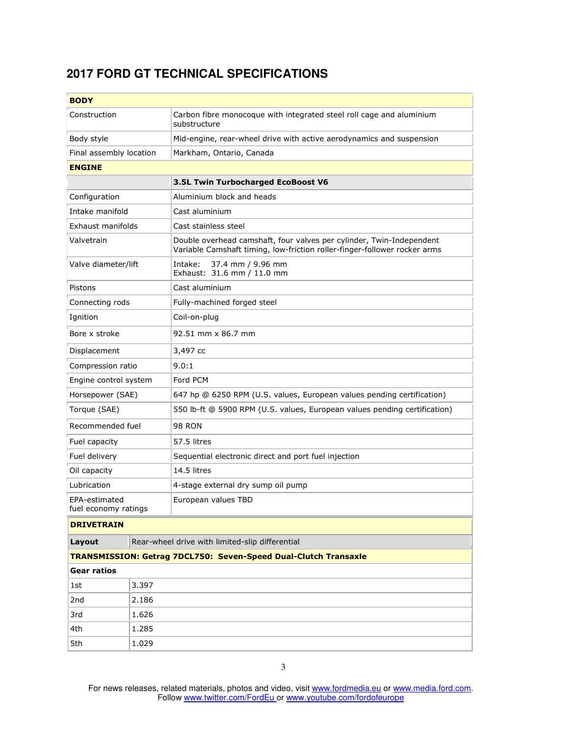# 2017 FORD GT TECHNICAL SPECIFICATIONS

| **BODY** | |
|---|---|
| Construction | Carbon fibre monocoque with integrated steel roll cage and aluminium substructure |
| Body style | Mid-engine, rear-wheel drive with active aerodynamics and suspension |
| Final assembly location | Markham, Ontario, Canada |
| **ENGINE** | |
| | **3.5L Twin Turbocharged EcoBoost V6** |
| Configuration | Aluminium block and heads |
| Intake manifold | Cast aluminium |
| Exhaust manifolds | Cast stainless steel |
| Valvetrain | Double overhead camshaft, four valves per cylinder, Twin-Independent Variable Camshaft timing, low-friction roller-finger-follower rocker arms |
| Valve diameter/lift | Intake: 37.4 mm / 9.96 mm<br>Exhaust: 31.6 mm / 11.0 mm |
| Pistons | Cast aluminium |
| Connecting rods | Fully-machined forged steel |
| Ignition | Coil-on-plug |
| Bore x stroke | 92.51 mm x 86.7 mm |
| Displacement | 3,497 cc |
| Compression ratio | 9.0:1 |
| Engine control system | Ford PCM |
| Horsepower (SAE) | 647 hp @ 6250 RPM (U.S. values, European values pending certification) |
| Torque (SAE) | 550 lb-ft @ 5900 RPM (U.S. values, European values pending certification) |
| Recommended fuel | 98 RON |
| Fuel capacity | 57.5 litres |
| Fuel delivery | Sequential electronic direct and port fuel injection |
| Oil capacity | 14.5 litres |
| Lubrication | 4-stage external dry sump oil pump |
| EPA-estimated fuel economy ratings | European values TBD |

| **DRIVETRAIN** | |
|---|---|
| **Layout** | Rear-wheel drive with limited-slip differential |
| **TRANSMISSION: Getrag 7DCL750: Seven-Speed Dual-Clutch Transaxle** | |
| **Gear ratios** | |
| 1st | 3.397 |
| 2nd | 2.186 |
| 3rd | 1.626 |
| 4th | 1.285 |
| 5th | 1.029 |

For news releases, related materials, photos and video, visit www.fordmedia.eu or www.media.ford.com.
Follow www.twitter.com/FordEu or www.youtube.com/fordofeurope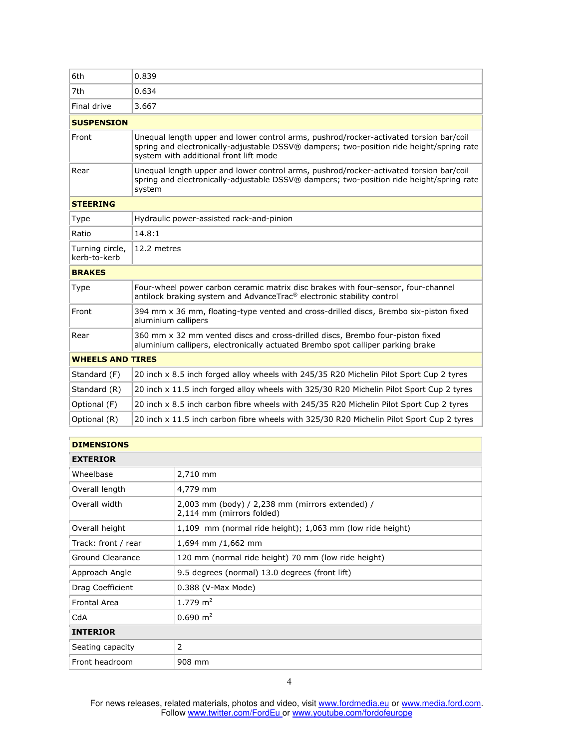| | |
|---|---|
| 6th | 0.839 |
| 7th | 0.634 |
| Final drive | 3.667 |
| **SUSPENSION** | |
| Front | Unequal length upper and lower control arms, pushrod/rocker-activated torsion bar/coil spring and electronically-adjustable DSSV® dampers; two-position ride height/spring rate system with additional front lift mode |
| Rear | Unequal length upper and lower control arms, pushrod/rocker-activated torsion bar/coil spring and electronically-adjustable DSSV® dampers; two-position ride height/spring rate system |
| **STEERING** | |
| Type | Hydraulic power-assisted rack-and-pinion |
| Ratio | 14.8:1 |
| Turning circle, kerb-to-kerb | 12.2 metres |
| **BRAKES** | |
| Type | Four-wheel power carbon ceramic matrix disc brakes with four-sensor, four-channel antilock braking system and AdvanceTrac® electronic stability control |
| Front | 394 mm x 36 mm, floating-type vented and cross-drilled discs, Brembo six-piston fixed aluminium callipers |
| Rear | 360 mm x 32 mm vented discs and cross-drilled discs, Brembo four-piston fixed aluminium callipers, electronically actuated Brembo spot calliper parking brake |
| **WHEELS AND TIRES** | |
| Standard (F) | 20 inch x 8.5 inch forged alloy wheels with 245/35 R20 Michelin Pilot Sport Cup 2 tyres |
| Standard (R) | 20 inch x 11.5 inch forged alloy wheels with 325/30 R20 Michelin Pilot Sport Cup 2 tyres |
| Optional (F) | 20 inch x 8.5 inch carbon fibre wheels with 245/35 R20 Michelin Pilot Sport Cup 2 tyres |
| Optional (R) | 20 inch x 11.5 inch carbon fibre wheels with 325/30 R20 Michelin Pilot Sport Cup 2 tyres |

| **DIMENSIONS** | |
|---|---|
| **EXTERIOR** | |
| Wheelbase | 2,710 mm |
| Overall length | 4,779 mm |
| Overall width | 2,003 mm (body) / 2,238 mm (mirrors extended) / 2,114 mm (mirrors folded) |
| Overall height | 1,109 mm (normal ride height); 1,063 mm (low ride height) |
| Track: front / rear | 1,694 mm /1,662 mm |
| Ground Clearance | 120 mm (normal ride height) 70 mm (low ride height) |
| Approach Angle | 9.5 degrees (normal) 13.0 degrees (front lift) |
| Drag Coefficient | 0.388 (V-Max Mode) |
| Frontal Area | 1.779 $m^2$ |
| CdA | 0.690 $m^2$ |
| **INTERIOR** | |
| Seating capacity | 2 |
| Front headroom | 908 mm |

For news releases, related materials, photos and video, visit www.fordmedia.eu or www.media.ford.com.
Follow www.twitter.com/FordEu or www.youtube.com/fordofeurope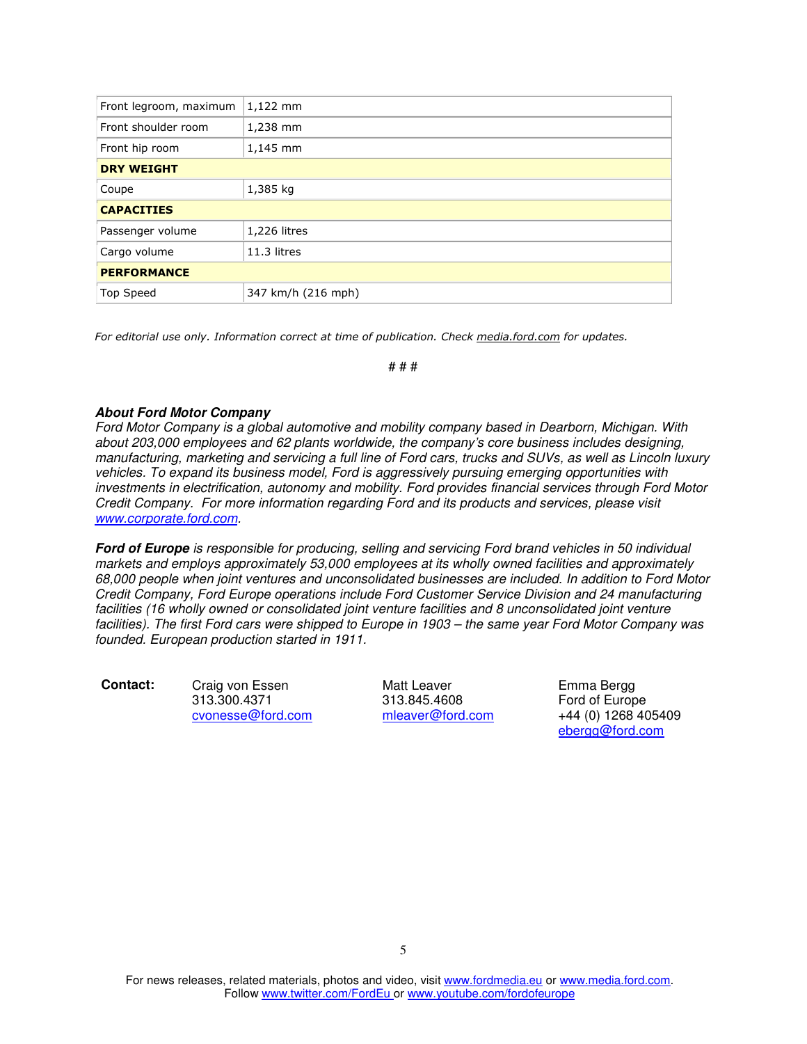| | |
|---|---|
| Front legroom, maximum | 1,122 mm |
| Front shoulder room | 1,238 mm |
| Front hip room | 1,145 mm |
| **DRY WEIGHT** | |
| Coupe | 1,385 kg |
| **CAPACITIES** | |
| Passenger volume | 1,226 litres |
| Cargo volume | 11.3 litres |
| **PERFORMANCE** | |
| Top Speed | 347 km/h (216 mph) |

*For editorial use only. Information correct at time of publication. Check media.ford.com for updates.*

# # #

***About Ford Motor Company***
*Ford Motor Company is a global automotive and mobility company based in Dearborn, Michigan. With about 203,000 employees and 62 plants worldwide, the company's core business includes designing, manufacturing, marketing and servicing a full line of Ford cars, trucks and SUVs, as well as Lincoln luxury vehicles. To expand its business model, Ford is aggressively pursuing emerging opportunities with investments in electrification, autonomy and mobility. Ford provides financial services through Ford Motor Credit Company. For more information regarding Ford and its products and services, please visit www.corporate.ford.com.*

***Ford of Europe** is responsible for producing, selling and servicing Ford brand vehicles in 50 individual markets and employs approximately 53,000 employees at its wholly owned facilities and approximately 68,000 people when joint ventures and unconsolidated businesses are included. In addition to Ford Motor Credit Company, Ford Europe operations include Ford Customer Service Division and 24 manufacturing facilities (16 wholly owned or consolidated joint venture facilities and 8 unconsolidated joint venture facilities). The first Ford cars were shipped to Europe in 1903 – the same year Ford Motor Company was founded. European production started in 1911.*

**Contact:**

Craig von Essen
313.300.4371
cvonesse@ford.com

Matt Leaver
313.845.4608
mleaver@ford.com

Emma Bergg
Ford of Europe
+44 (0) 1268 405409
ebergg@ford.com

For news releases, related materials, photos and video, visit www.fordmedia.eu or www.media.ford.com.
Follow www.twitter.com/FordEu or www.youtube.com/fordofeurope